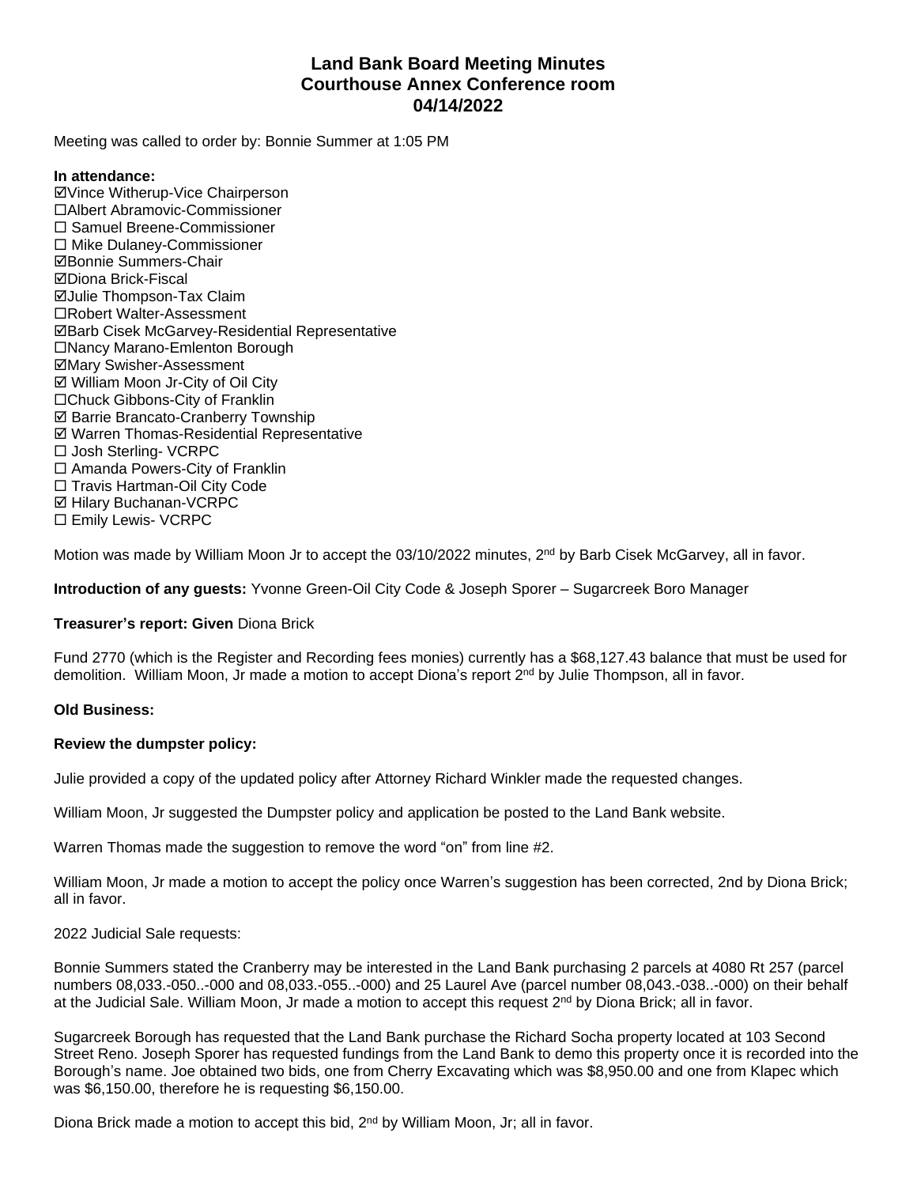# Land Bank Board Meeting Minutes
# Courthouse Annex Conference room
# 04/14/2022

Meeting was called to order by: Bonnie Summer at 1:05 PM

**In attendance:**

☑Vince Witherup-Vice Chairperson
☐Albert Abramovic-Commissioner
☐ Samuel Breene-Commissioner
☐ Mike Dulaney-Commissioner
☑Bonnie Summers-Chair
☑Diona Brick-Fiscal
☑Julie Thompson-Tax Claim
☐Robert Walter-Assessment
☑Barb Cisek McGarvey-Residential Representative
☐Nancy Marano-Emlenton Borough
☑Mary Swisher-Assessment
☑ William Moon Jr-City of Oil City
☐Chuck Gibbons-City of Franklin
☑ Barrie Brancato-Cranberry Township
☑ Warren Thomas-Residential Representative
☐ Josh Sterling- VCRPC
☐ Amanda Powers-City of Franklin
☐ Travis Hartman-Oil City Code
☑ Hilary Buchanan-VCRPC
☐ Emily Lewis- VCRPC

Motion was made by William Moon Jr to accept the 03/10/2022 minutes, 2nd by Barb Cisek McGarvey, all in favor.

**Introduction of any guests:** Yvonne Green-Oil City Code & Joseph Sporer – Sugarcreek Boro Manager

**Treasurer's report: Given** Diona Brick

Fund 2770 (which is the Register and Recording fees monies) currently has a $68,127.43 balance that must be used for demolition. William Moon, Jr made a motion to accept Diona's report 2nd by Julie Thompson, all in favor.

**Old Business:**

**Review the dumpster policy:**

Julie provided a copy of the updated policy after Attorney Richard Winkler made the requested changes.

William Moon, Jr suggested the Dumpster policy and application be posted to the Land Bank website.

Warren Thomas made the suggestion to remove the word "on" from line #2.

William Moon, Jr made a motion to accept the policy once Warren's suggestion has been corrected, 2nd by Diona Brick; all in favor.

2022 Judicial Sale requests:

Bonnie Summers stated the Cranberry may be interested in the Land Bank purchasing 2 parcels at 4080 Rt 257 (parcel numbers 08,033.-050..-000 and 08,033.-055..-000) and 25 Laurel Ave (parcel number 08,043.-038..-000) on their behalf at the Judicial Sale. William Moon, Jr made a motion to accept this request 2nd by Diona Brick; all in favor.

Sugarcreek Borough has requested that the Land Bank purchase the Richard Socha property located at 103 Second Street Reno. Joseph Sporer has requested fundings from the Land Bank to demo this property once it is recorded into the Borough's name. Joe obtained two bids, one from Cherry Excavating which was $8,950.00 and one from Klapec which was $6,150.00, therefore he is requesting $6,150.00.

Diona Brick made a motion to accept this bid, 2nd by William Moon, Jr; all in favor.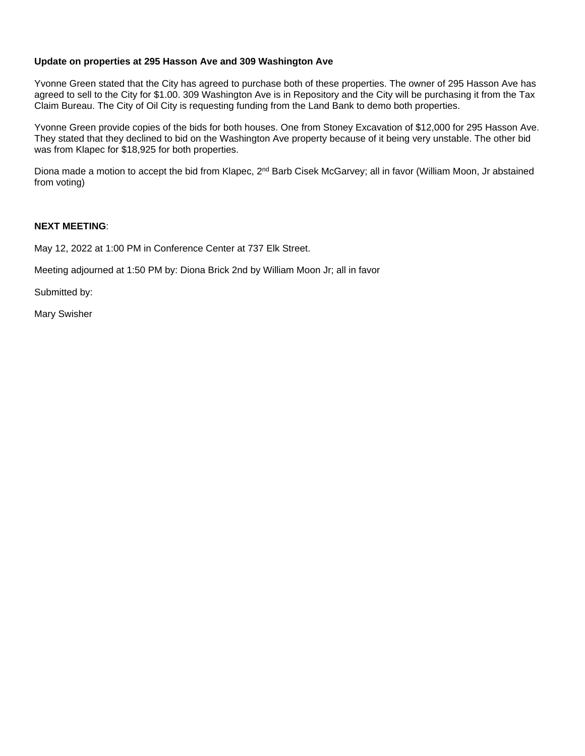**Update on properties at 295 Hasson Ave and 309 Washington Ave**

Yvonne Green stated that the City has agreed to purchase both of these properties. The owner of 295 Hasson Ave has agreed to sell to the City for $1.00. 309 Washington Ave is in Repository and the City will be purchasing it from the Tax Claim Bureau. The City of Oil City is requesting funding from the Land Bank to demo both properties.

Yvonne Green provide copies of the bids for both houses. One from Stoney Excavation of $12,000 for 295 Hasson Ave. They stated that they declined to bid on the Washington Ave property because of it being very unstable. The other bid was from Klapec for $18,925 for both properties.

Diona made a motion to accept the bid from Klapec, 2nd Barb Cisek McGarvey; all in favor (William Moon, Jr abstained from voting)

**NEXT MEETING**:

May 12, 2022 at 1:00 PM in Conference Center at 737 Elk Street.

Meeting adjourned at 1:50 PM by: Diona Brick 2nd by William Moon Jr; all in favor

Submitted by:

Mary Swisher